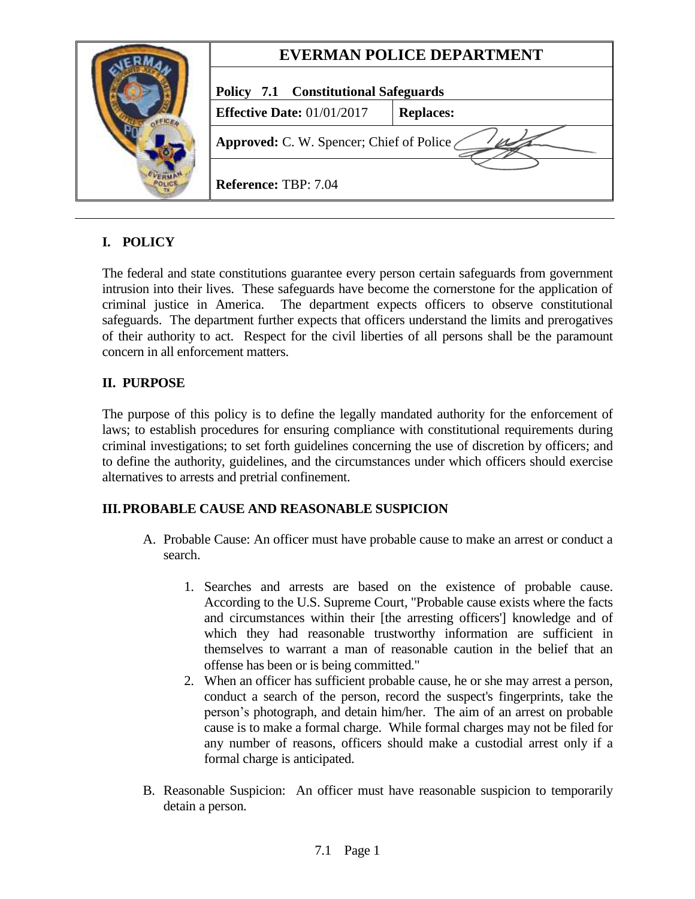| EVERMAN POLICE DEPARTMENT | |
|---|---|
| **Policy 7.1 Constitutional Safeguards** | |
| **Effective Date:** 01/01/2017 | **Replaces:** |
| **Approved:** C. W. Spencer; Chief of Police | |
| **Reference:** TBP: 7.04 | |

## I. POLICY

The federal and state constitutions guarantee every person certain safeguards from government intrusion into their lives. These safeguards have become the cornerstone for the application of criminal justice in America. The department expects officers to observe constitutional safeguards. The department further expects that officers understand the limits and prerogatives of their authority to act. Respect for the civil liberties of all persons shall be the paramount concern in all enforcement matters.

## II. PURPOSE

The purpose of this policy is to define the legally mandated authority for the enforcement of laws; to establish procedures for ensuring compliance with constitutional requirements during criminal investigations; to set forth guidelines concerning the use of discretion by officers; and to define the authority, guidelines, and the circumstances under which officers should exercise alternatives to arrests and pretrial confinement.

## III. PROBABLE CAUSE AND REASONABLE SUSPICION

A. Probable Cause: An officer must have probable cause to make an arrest or conduct a search.

1. Searches and arrests are based on the existence of probable cause. According to the U.S. Supreme Court, "Probable cause exists where the facts and circumstances within their [the arresting officers'] knowledge and of which they had reasonable trustworthy information are sufficient in themselves to warrant a man of reasonable caution in the belief that an offense has been or is being committed."
2. When an officer has sufficient probable cause, he or she may arrest a person, conduct a search of the person, record the suspect's fingerprints, take the person's photograph, and detain him/her. The aim of an arrest on probable cause is to make a formal charge. While formal charges may not be filed for any number of reasons, officers should make a custodial arrest only if a formal charge is anticipated.

B. Reasonable Suspicion: An officer must have reasonable suspicion to temporarily detain a person.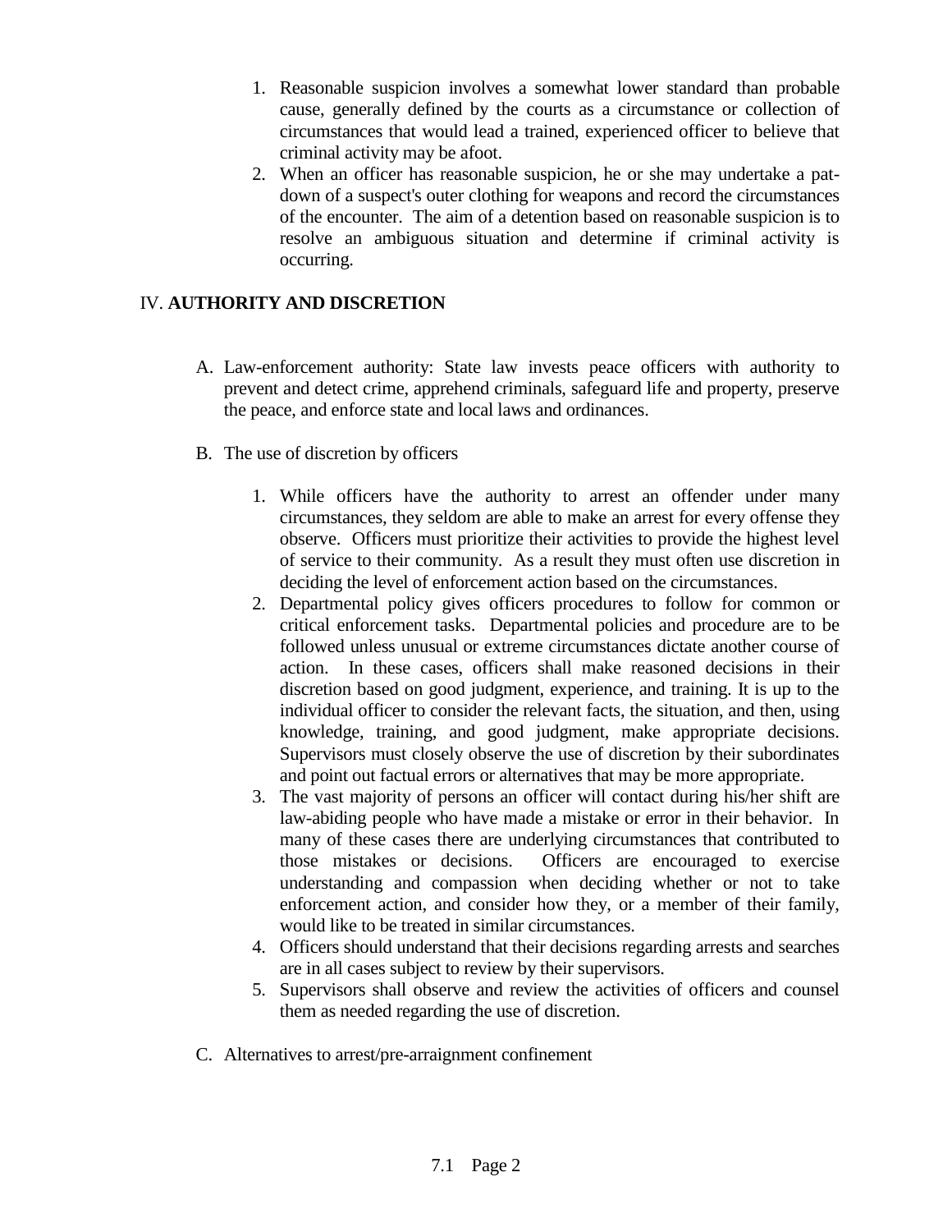1. Reasonable suspicion involves a somewhat lower standard than probable cause, generally defined by the courts as a circumstance or collection of circumstances that would lead a trained, experienced officer to believe that criminal activity may be afoot.
2. When an officer has reasonable suspicion, he or she may undertake a pat-down of a suspect's outer clothing for weapons and record the circumstances of the encounter. The aim of a detention based on reasonable suspicion is to resolve an ambiguous situation and determine if criminal activity is occurring.

## IV. **AUTHORITY AND DISCRETION**

A. Law-enforcement authority: State law invests peace officers with authority to prevent and detect crime, apprehend criminals, safeguard life and property, preserve the peace, and enforce state and local laws and ordinances.

B. The use of discretion by officers

1. While officers have the authority to arrest an offender under many circumstances, they seldom are able to make an arrest for every offense they observe. Officers must prioritize their activities to provide the highest level of service to their community. As a result they must often use discretion in deciding the level of enforcement action based on the circumstances.
2. Departmental policy gives officers procedures to follow for common or critical enforcement tasks. Departmental policies and procedure are to be followed unless unusual or extreme circumstances dictate another course of action. In these cases, officers shall make reasoned decisions in their discretion based on good judgment, experience, and training. It is up to the individual officer to consider the relevant facts, the situation, and then, using knowledge, training, and good judgment, make appropriate decisions. Supervisors must closely observe the use of discretion by their subordinates and point out factual errors or alternatives that may be more appropriate.
3. The vast majority of persons an officer will contact during his/her shift are law-abiding people who have made a mistake or error in their behavior. In many of these cases there are underlying circumstances that contributed to those mistakes or decisions. Officers are encouraged to exercise understanding and compassion when deciding whether or not to take enforcement action, and consider how they, or a member of their family, would like to be treated in similar circumstances.
4. Officers should understand that their decisions regarding arrests and searches are in all cases subject to review by their supervisors.
5. Supervisors shall observe and review the activities of officers and counsel them as needed regarding the use of discretion.

C. Alternatives to arrest/pre-arraignment confinement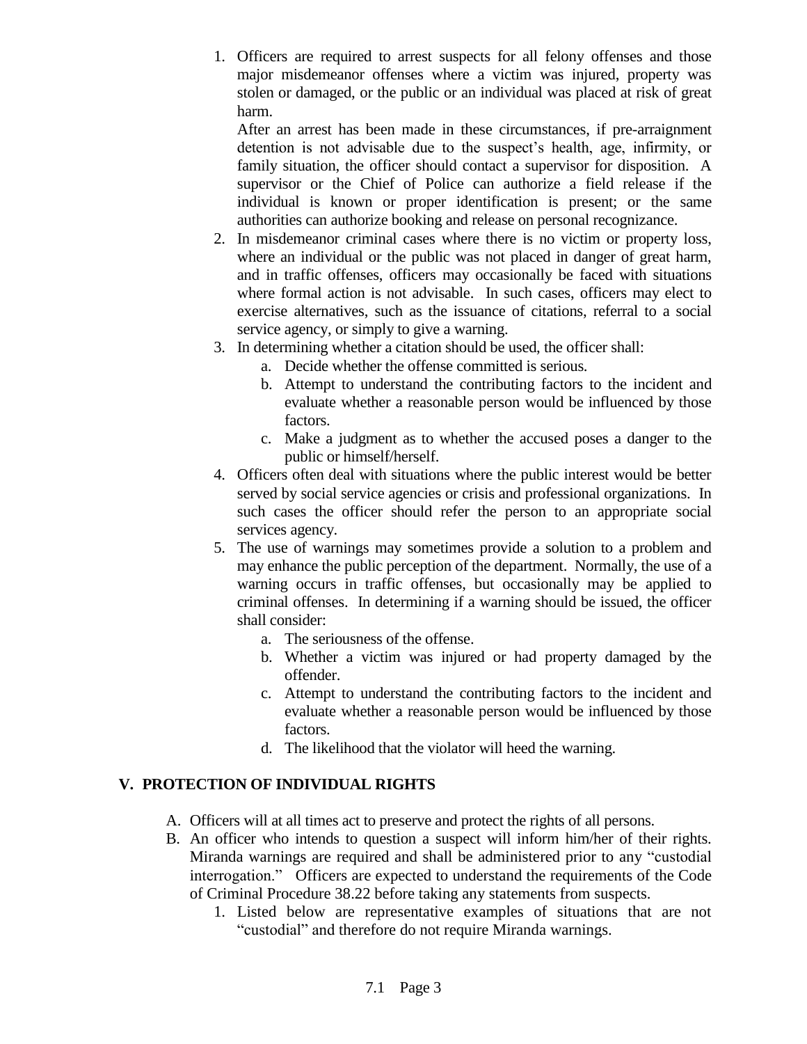1. Officers are required to arrest suspects for all felony offenses and those major misdemeanor offenses where a victim was injured, property was stolen or damaged, or the public or an individual was placed at risk of great harm.

   After an arrest has been made in these circumstances, if pre-arraignment detention is not advisable due to the suspect's health, age, infirmity, or family situation, the officer should contact a supervisor for disposition. A supervisor or the Chief of Police can authorize a field release if the individual is known or proper identification is present; or the same authorities can authorize booking and release on personal recognizance.
2. In misdemeanor criminal cases where there is no victim or property loss, where an individual or the public was not placed in danger of great harm, and in traffic offenses, officers may occasionally be faced with situations where formal action is not advisable. In such cases, officers may elect to exercise alternatives, such as the issuance of citations, referral to a social service agency, or simply to give a warning.
3. In determining whether a citation should be used, the officer shall:
   a. Decide whether the offense committed is serious.
   b. Attempt to understand the contributing factors to the incident and evaluate whether a reasonable person would be influenced by those factors.
   c. Make a judgment as to whether the accused poses a danger to the public or himself/herself.
4. Officers often deal with situations where the public interest would be better served by social service agencies or crisis and professional organizations. In such cases the officer should refer the person to an appropriate social services agency.
5. The use of warnings may sometimes provide a solution to a problem and may enhance the public perception of the department. Normally, the use of a warning occurs in traffic offenses, but occasionally may be applied to criminal offenses. In determining if a warning should be issued, the officer shall consider:
   a. The seriousness of the offense.
   b. Whether a victim was injured or had property damaged by the offender.
   c. Attempt to understand the contributing factors to the incident and evaluate whether a reasonable person would be influenced by those factors.
   d. The likelihood that the violator will heed the warning.

## V. PROTECTION OF INDIVIDUAL RIGHTS

A. Officers will at all times act to preserve and protect the rights of all persons.

B. An officer who intends to question a suspect will inform him/her of their rights. Miranda warnings are required and shall be administered prior to any "custodial interrogation." Officers are expected to understand the requirements of the Code of Criminal Procedure 38.22 before taking any statements from suspects.

   1. Listed below are representative examples of situations that are not "custodial" and therefore do not require Miranda warnings.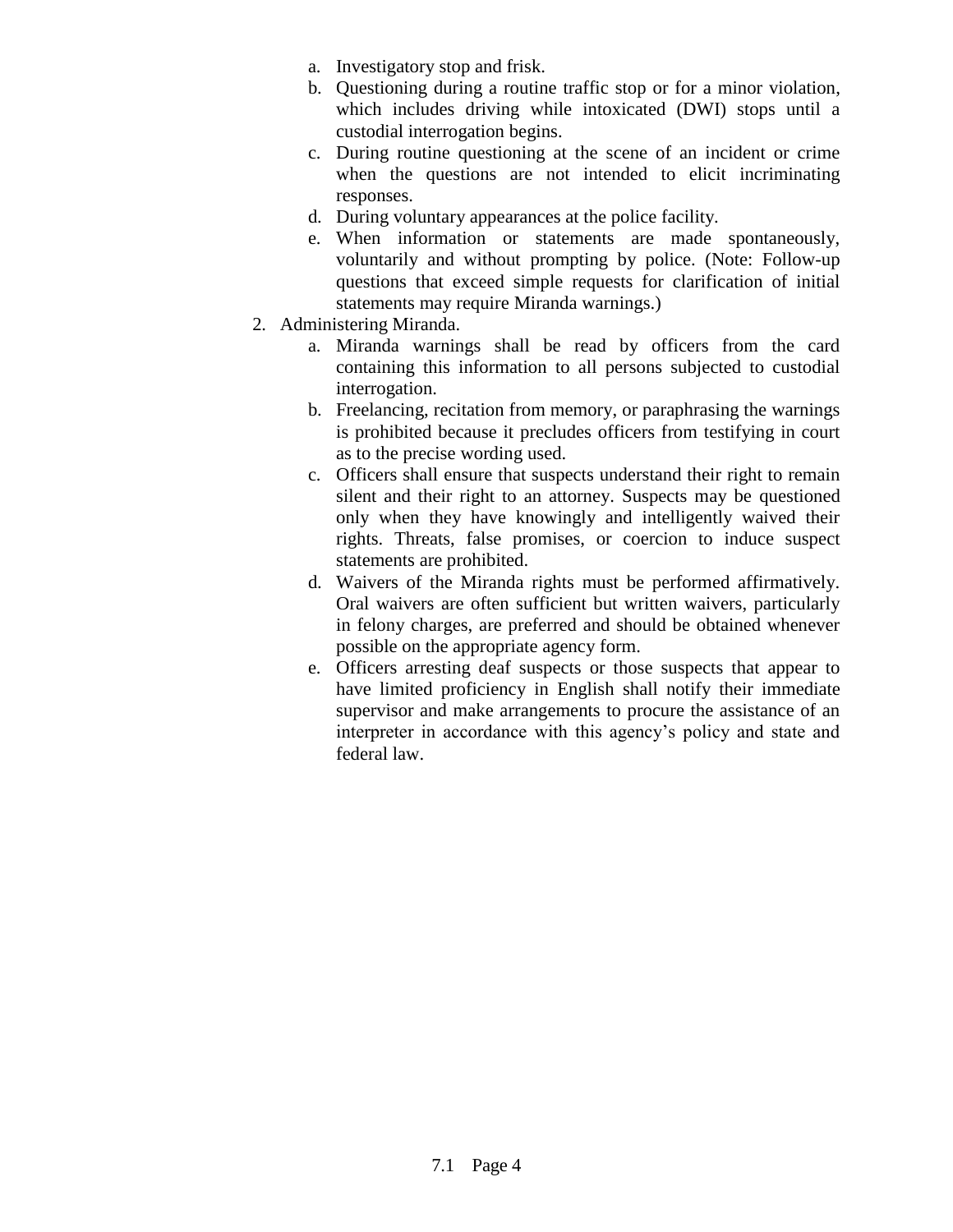a. Investigatory stop and frisk.
b. Questioning during a routine traffic stop or for a minor violation, which includes driving while intoxicated (DWI) stops until a custodial interrogation begins.
c. During routine questioning at the scene of an incident or crime when the questions are not intended to elicit incriminating responses.
d. During voluntary appearances at the police facility.
e. When information or statements are made spontaneously, voluntarily and without prompting by police. (Note: Follow-up questions that exceed simple requests for clarification of initial statements may require Miranda warnings.)

2. Administering Miranda.
    a. Miranda warnings shall be read by officers from the card containing this information to all persons subjected to custodial interrogation.
    b. Freelancing, recitation from memory, or paraphrasing the warnings is prohibited because it precludes officers from testifying in court as to the precise wording used.
    c. Officers shall ensure that suspects understand their right to remain silent and their right to an attorney. Suspects may be questioned only when they have knowingly and intelligently waived their rights. Threats, false promises, or coercion to induce suspect statements are prohibited.
    d. Waivers of the Miranda rights must be performed affirmatively. Oral waivers are often sufficient but written waivers, particularly in felony charges, are preferred and should be obtained whenever possible on the appropriate agency form.
    e. Officers arresting deaf suspects or those suspects that appear to have limited proficiency in English shall notify their immediate supervisor and make arrangements to procure the assistance of an interpreter in accordance with this agency's policy and state and federal law.